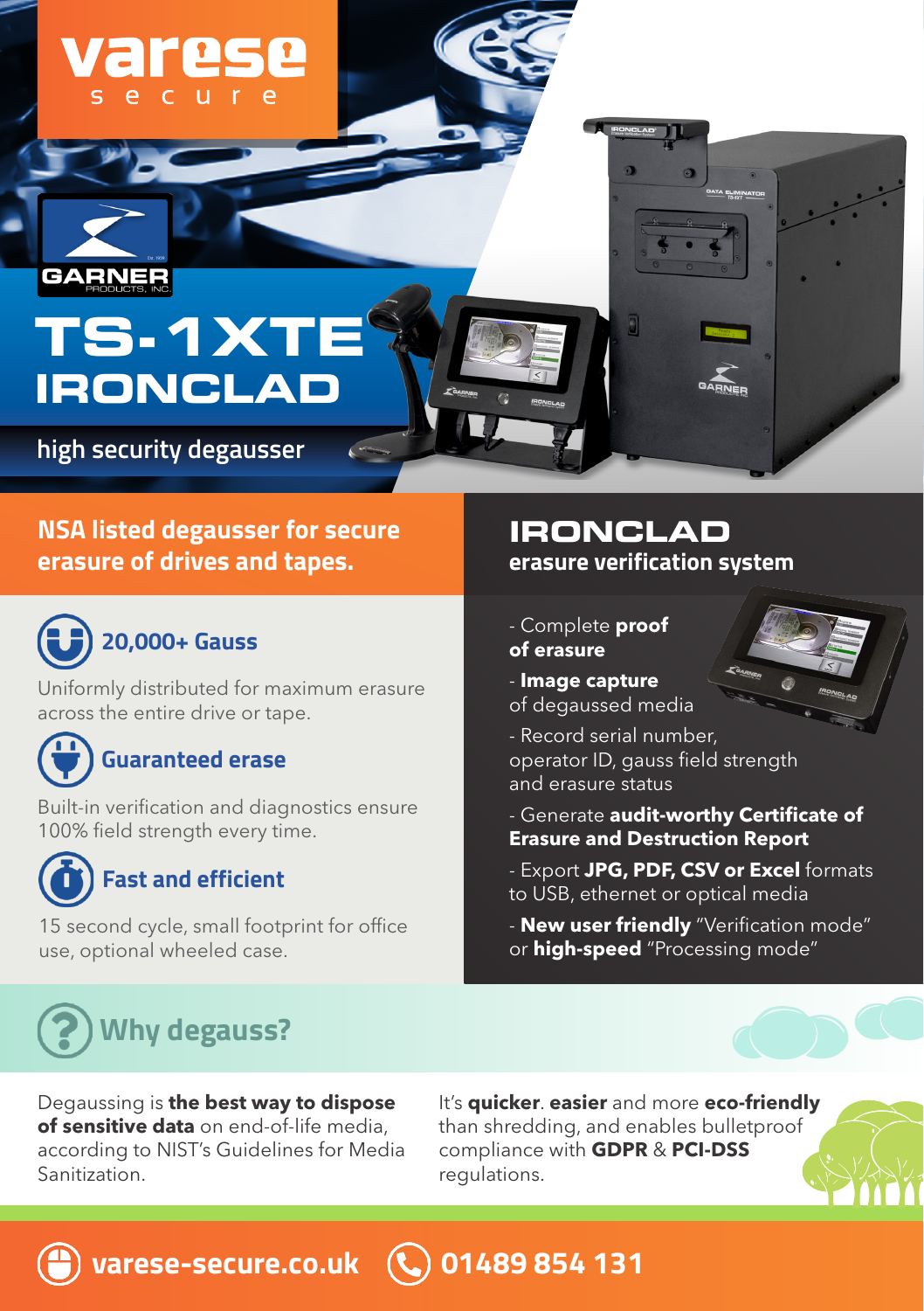varese secure

GARNER PRODUCTS, INC.

# TS-1XTE IRONCLAD

high security degausser

## NSA listed degausser for secure erasure of drives and tapes.

### 20,000+ Gauss

Uniformly distributed for maximum erasure across the entire drive or tape.

### Guaranteed erase

Built-in verification and diagnostics ensure 100% field strength every time.

### Fast and efficient

15 second cycle, small footprint for office use, optional wheeled case.

## IRONCLAD
### erasure verification system

- Complete **proof of erasure**
- **Image capture** of degaussed media
- Record serial number, operator ID, gauss field strength and erasure status
- Generate **audit-worthy Certificate of Erasure and Destruction Report**
- Export **JPG, PDF, CSV or Excel** formats to USB, ethernet or optical media
- **New user friendly** "Verification mode" or **high-speed** "Processing mode"

## Why degauss?

Degaussing is **the best way to dispose of sensitive data** on end-of-life media, according to NIST's Guidelines for Media Sanitization.

It's **quicker**. **easier** and more **eco-friendly** than shredding, and enables bulletproof compliance with **GDPR** & **PCI-DSS** regulations.

**varese-secure.co.uk** **01489 854 131**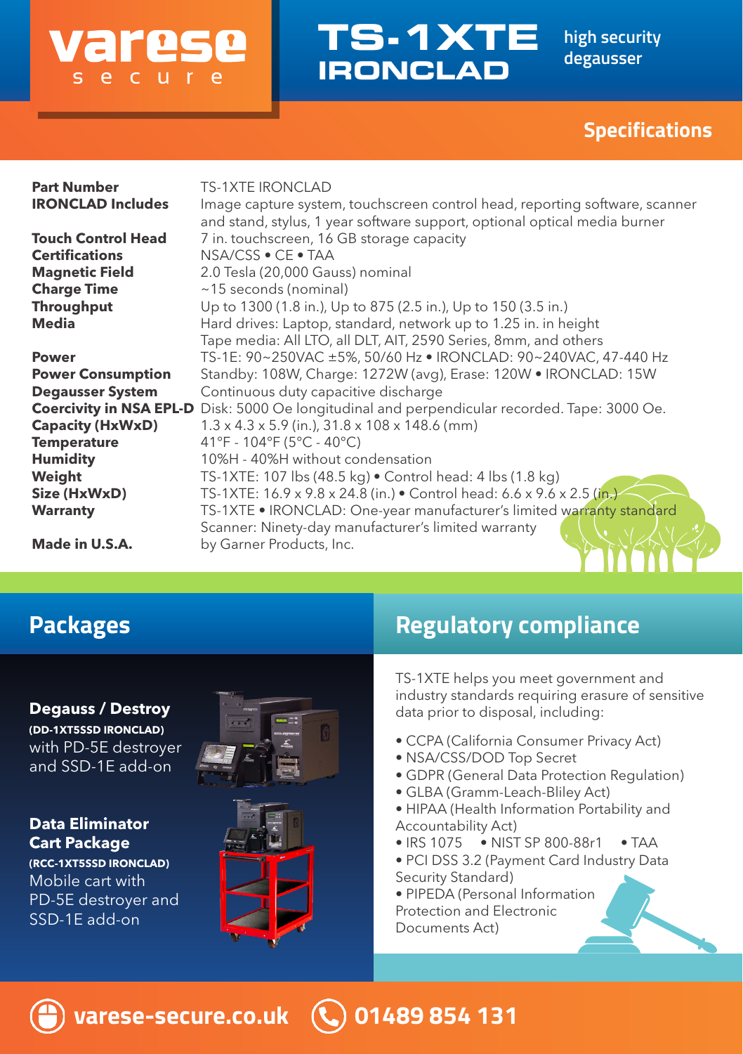# TS-1XTE IRONCLAD

high security degausser

## Specifications

| | |
|---|---|
| **Part Number** | TS-1XTE IRONCLAD |
| **IRONCLAD Includes** | Image capture system, touchscreen control head, reporting software, scanner and stand, stylus, 1 year software support, optional optical media burner |
| **Touch Control Head** | 7 in. touchscreen, 16 GB storage capacity |
| **Certifications** | NSA/CSS • CE • TAA |
| **Magnetic Field** | 2.0 Tesla (20,000 Gauss) nominal |
| **Charge Time** | ~15 seconds (nominal) |
| **Throughput** | Up to 1300 (1.8 in.), Up to 875 (2.5 in.), Up to 150 (3.5 in.) |
| **Media** | Hard drives: Laptop, standard, network up to 1.25 in. in height<br>Tape media: All LTO, all DLT, AIT, 2590 Series, 8mm, and others |
| **Power** | TS-1E: 90~250VAC ±5%, 50/60 Hz • IRONCLAD: 90~240VAC, 47-440 Hz |
| **Power Consumption** | Standby: 108W, Charge: 1272W (avg), Erase: 120W • IRONCLAD: 15W |
| **Degausser System** | Continuous duty capacitive discharge |
| **Coercivity in NSA EPL-D** | Disk: 5000 Oe longitudinal and perpendicular recorded. Tape: 3000 Oe. |
| **Capacity (HxWxD)** | 1.3 x 4.3 x 5.9 (in.), 31.8 x 108 x 148.6 (mm) |
| **Temperature** | 41°F - 104°F (5°C - 40°C) |
| **Humidity** | 10%H - 40%H without condensation |
| **Weight** | TS-1XTE: 107 lbs (48.5 kg) • Control head: 4 lbs (1.8 kg) |
| **Size (HxWxD)** | TS-1XTE: 16.9 x 9.8 x 24.8 (in.) • Control head: 6.6 x 9.6 x 2.5 (in.) |
| **Warranty** | TS-1XTE • IRONCLAD: One-year manufacturer's limited warranty standard<br>Scanner: Ninety-day manufacturer's limited warranty |
| **Made in U.S.A.** | by Garner Products, Inc. |

## Packages

**Degauss / Destroy**
**(DD-1XT5SSD IRONCLAD)**
with PD-5E destroyer and SSD-1E add-on

**Data Eliminator Cart Package**
**(RCC-1XT5SSD IRONCLAD)**
Mobile cart with PD-5E destroyer and SSD-1E add-on

## Regulatory compliance

TS-1XTE helps you meet government and industry standards requiring erasure of sensitive data prior to disposal, including:

- CCPA (California Consumer Privacy Act)
- NSA/CSS/DOD Top Secret
- GDPR (General Data Protection Regulation)
- GLBA (Gramm-Leach-Bliley Act)
- HIPAA (Health Information Portability and Accountability Act)
- IRS 1075
- NIST SP 800-88r1
- TAA
- PCI DSS 3.2 (Payment Card Industry Data Security Standard)
- PIPEDA (Personal Information Protection and Electronic Documents Act)

varese-secure.co.uk 01489 854 131